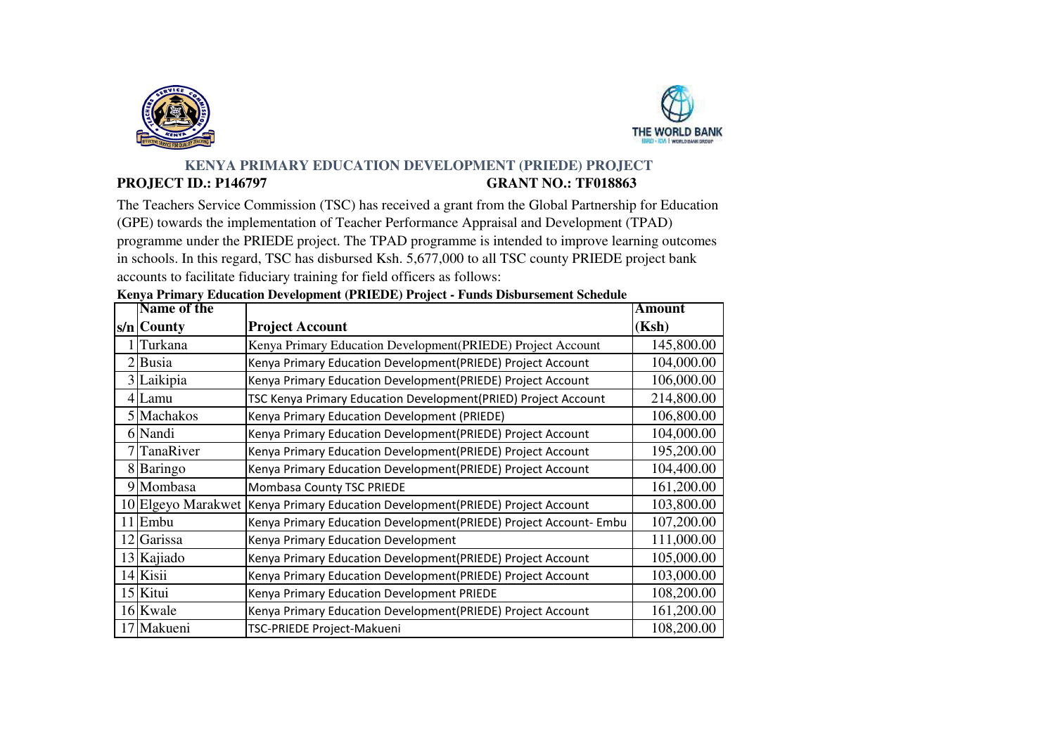# KENYA PRIMARY EDUCATION DEVELOPMENT (PRIEDE) PROJECT

**PROJECT ID.: P146797** **GRANT NO.: TF018863**

The Teachers Service Commission (TSC) has received a grant from the Global Partnership for Education (GPE) towards the implementation of Teacher Performance Appraisal and Development (TPAD) programme under the PRIEDE project. The TPAD programme is intended to improve learning outcomes in schools. In this regard, TSC has disbursed Ksh. 5,677,000 to all TSC county PRIEDE project bank accounts to facilitate fiduciary training for field officers as follows:

**Kenya Primary Education Development (PRIEDE) Project - Funds Disbursement Schedule**

| s/n | Name of the County | Project Account | Amount (Ksh) |
|---|---|---|---|
| 1 | Turkana | Kenya Primary Education Development(PRIEDE) Project Account | 145,800.00 |
| 2 | Busia | Kenya Primary Education Development(PRIEDE) Project Account | 104,000.00 |
| 3 | Laikipia | Kenya Primary Education Development(PRIEDE) Project Account | 106,000.00 |
| 4 | Lamu | TSC Kenya Primary Education Development(PRIED) Project Account | 214,800.00 |
| 5 | Machakos | Kenya Primary Education Development (PRIEDE) | 106,800.00 |
| 6 | Nandi | Kenya Primary Education Development(PRIEDE) Project Account | 104,000.00 |
| 7 | TanaRiver | Kenya Primary Education Development(PRIEDE) Project Account | 195,200.00 |
| 8 | Baringo | Kenya Primary Education Development(PRIEDE) Project Account | 104,400.00 |
| 9 | Mombasa | Mombasa County TSC PRIEDE | 161,200.00 |
| 10 | Elgeyo Marakwet | Kenya Primary Education Development(PRIEDE) Project Account | 103,800.00 |
| 11 | Embu | Kenya Primary Education Development(PRIEDE) Project Account- Embu | 107,200.00 |
| 12 | Garissa | Kenya Primary Education Development | 111,000.00 |
| 13 | Kajiado | Kenya Primary Education Development(PRIEDE) Project Account | 105,000.00 |
| 14 | Kisii | Kenya Primary Education Development(PRIEDE) Project Account | 103,000.00 |
| 15 | Kitui | Kenya Primary Education Development PRIEDE | 108,200.00 |
| 16 | Kwale | Kenya Primary Education Development(PRIEDE) Project Account | 161,200.00 |
| 17 | Makueni | TSC-PRIEDE Project-Makueni | 108,200.00 |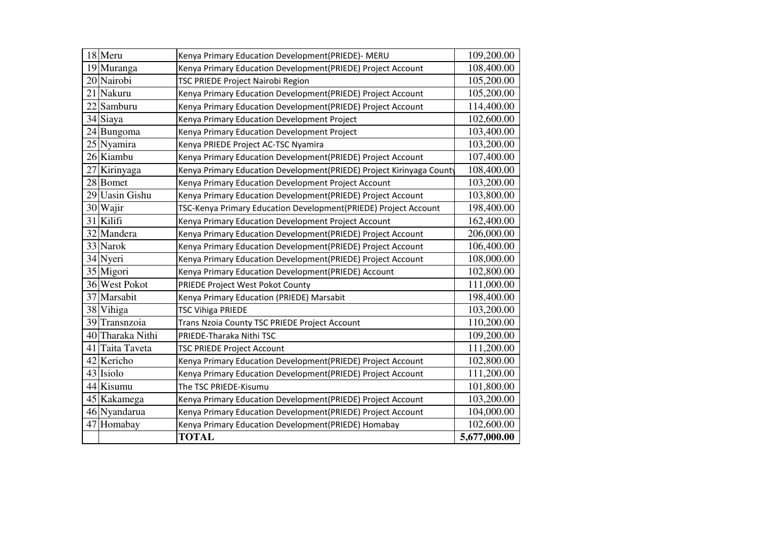| | | | |
|---|---|---|---|
| 18 | Meru | Kenya Primary Education Development(PRIEDE)- MERU | 109,200.00 |
| 19 | Muranga | Kenya Primary Education Development(PRIEDE) Project Account | 108,400.00 |
| 20 | Nairobi | TSC PRIEDE Project Nairobi Region | 105,200.00 |
| 21 | Nakuru | Kenya Primary Education Development(PRIEDE) Project Account | 105,200.00 |
| 22 | Samburu | Kenya Primary Education Development(PRIEDE) Project Account | 114,400.00 |
| 34 | Siaya | Kenya Primary Education Development Project | 102,600.00 |
| 24 | Bungoma | Kenya Primary Education Development Project | 103,400.00 |
| 25 | Nyamira | Kenya PRIEDE Project AC-TSC Nyamira | 103,200.00 |
| 26 | Kiambu | Kenya Primary Education Development(PRIEDE) Project Account | 107,400.00 |
| 27 | Kirinyaga | Kenya Primary Education Development(PRIEDE) Project Kirinyaga County | 108,400.00 |
| 28 | Bomet | Kenya Primary Education Development Project Account | 103,200.00 |
| 29 | Uasin Gishu | Kenya Primary Education Development(PRIEDE) Project Account | 103,800.00 |
| 30 | Wajir | TSC-Kenya Primary Education Development(PRIEDE) Project Account | 198,400.00 |
| 31 | Kilifi | Kenya Primary Education Development Project Account | 162,400.00 |
| 32 | Mandera | Kenya Primary Education Development(PRIEDE) Project Account | 206,000.00 |
| 33 | Narok | Kenya Primary Education Development(PRIEDE) Project Account | 106,400.00 |
| 34 | Nyeri | Kenya Primary Education Development(PRIEDE) Project Account | 108,000.00 |
| 35 | Migori | Kenya Primary Education Development(PRIEDE) Account | 102,800.00 |
| 36 | West Pokot | PRIEDE Project West Pokot County | 111,000.00 |
| 37 | Marsabit | Kenya Primary Education (PRIEDE) Marsabit | 198,400.00 |
| 38 | Vihiga | TSC Vihiga PRIEDE | 103,200.00 |
| 39 | Transnzoia | Trans Nzoia County TSC PRIEDE Project Account | 110,200.00 |
| 40 | Tharaka Nithi | PRIEDE-Tharaka Nithi TSC | 109,200.00 |
| 41 | Taita Taveta | TSC PRIEDE Project Account | 111,200.00 |
| 42 | Kericho | Kenya Primary Education Development(PRIEDE) Project Account | 102,800.00 |
| 43 | Isiolo | Kenya Primary Education Development(PRIEDE) Project Account | 111,200.00 |
| 44 | Kisumu | The TSC PRIEDE-Kisumu | 101,800.00 |
| 45 | Kakamega | Kenya Primary Education Development(PRIEDE) Project Account | 103,200.00 |
| 46 | Nyandarua | Kenya Primary Education Development(PRIEDE) Project Account | 104,000.00 |
| 47 | Homabay | Kenya Primary Education Development(PRIEDE) Homabay | 102,600.00 |
| | | **TOTAL** | **5,677,000.00** |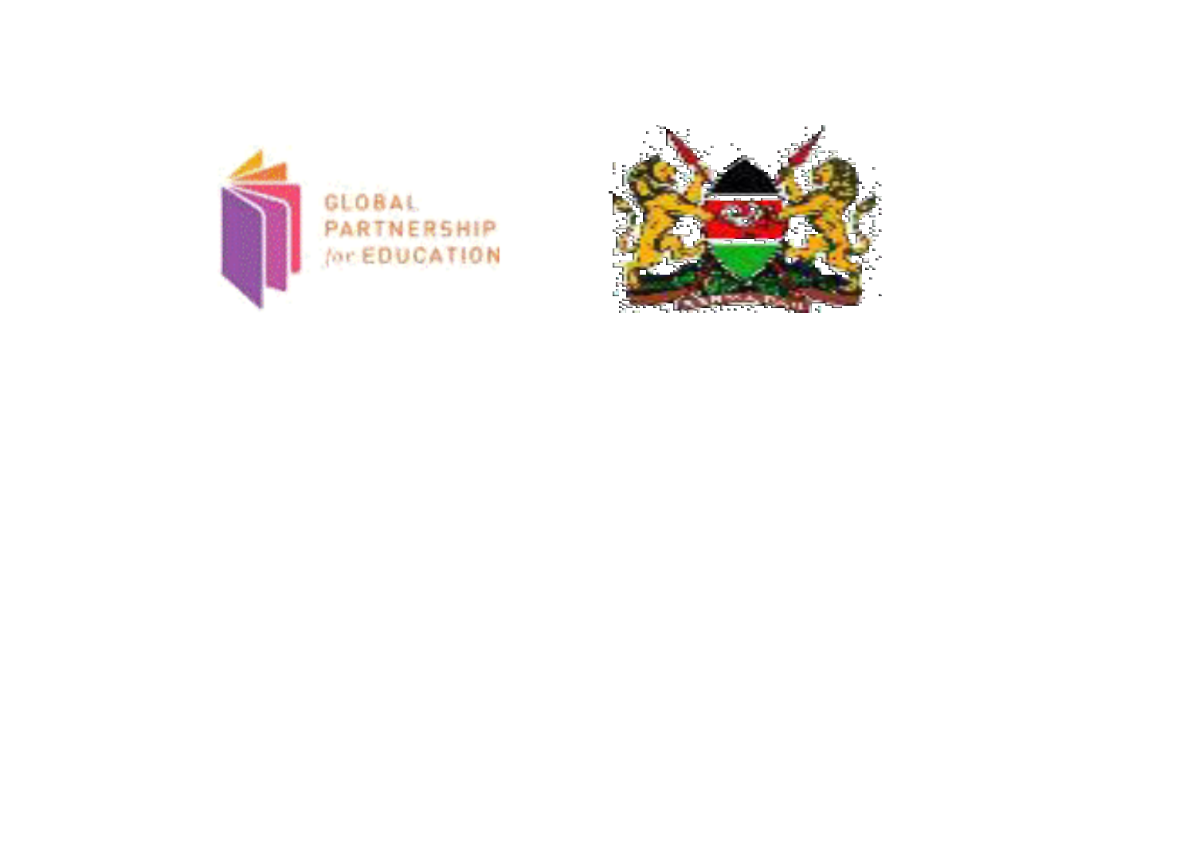GLOBAL PARTNERSHIP for EDUCATION